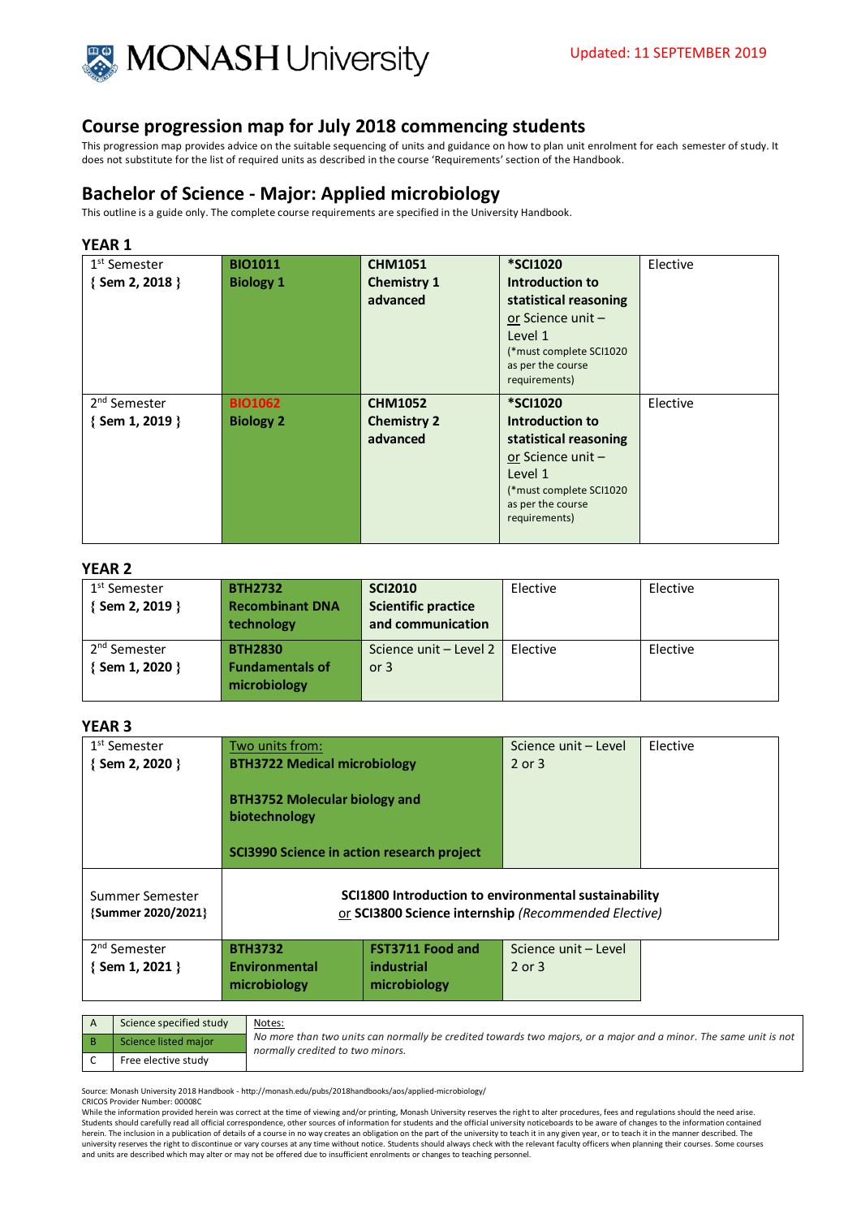MONASH University

Updated: 11 SEPTEMBER 2019

## Course progression map for July 2018 commencing students

This progression map provides advice on the suitable sequencing of units and guidance on how to plan unit enrolment for each semester of study. It does not substitute for the list of required units as described in the course 'Requirements' section of the Handbook.

## Bachelor of Science - Major: Applied microbiology

This outline is a guide only. The complete course requirements are specified in the University Handbook.

### YEAR 1

| | | | | |
|---|---|---|---|---|
| 1st Semester **{ Sem 2, 2018 }** | **BIO1011 Biology 1** | **CHM1051 Chemistry 1 advanced** | ***SCI1020 Introduction to statistical reasoning** or Science unit – Level 1 (*must complete SCI1020 as per the course requirements) | Elective |
| 2nd Semester **{ Sem 1, 2019 }** | **BIO1062 Biology 2** | **CHM1052 Chemistry 2 advanced** | ***SCI1020 Introduction to statistical reasoning** or Science unit – Level 1 (*must complete SCI1020 as per the course requirements) | Elective |

### YEAR 2

| | | | | |
|---|---|---|---|---|
| 1st Semester **{ Sem 2, 2019 }** | **BTH2732 Recombinant DNA technology** | **SCI2010 Scientific practice and communication** | Elective | Elective |
| 2nd Semester **{ Sem 1, 2020 }** | **BTH2830 Fundamentals of microbiology** | Science unit – Level 2 or 3 | Elective | Elective |

### YEAR 3

| | | | | |
|---|---|---|---|---|
| 1st Semester **{ Sem 2, 2020 }** | Two units from: **BTH3722 Medical microbiology** **BTH3752 Molecular biology and biotechnology** **SCI3990 Science in action research project** | | Science unit – Level 2 or 3 | Elective |
| Summer Semester **{Summer 2020/2021}** | **SCI1800 Introduction to environmental sustainability** or **SCI3800 Science internship** *(Recommended Elective)* | | | |
| 2nd Semester **{ Sem 1, 2021 }** | **BTH3732 Environmental microbiology** | **FST3711 Food and industrial microbiology** | Science unit – Level 2 or 3 | |

| | | |
|---|---|---|
| A | Science specified study | Notes: *No more than two units can normally be credited towards two majors, or a major and a minor. The same unit is not normally credited to two minors.* |
| B | Science listed major | |
| C | Free elective study | |

Source: Monash University 2018 Handbook - http://monash.edu/pubs/2018handbooks/aos/applied-microbiology/
CRICOS Provider Number: 00008C
While the information provided herein was correct at the time of viewing and/or printing, Monash University reserves the right to alter procedures, fees and regulations should the need arise. Students should carefully read all official correspondence, other sources of information for students and the official university noticeboards to be aware of changes to the information contained herein. The inclusion in a publication of details of a course in no way creates an obligation on the part of the university to teach it in any given year, or to teach it in the manner described. The university reserves the right to discontinue or vary courses at any time without notice. Students should always check with the relevant faculty officers when planning their courses. Some courses and units are described which may alter or may not be offered due to insufficient enrolments or changes to teaching personnel.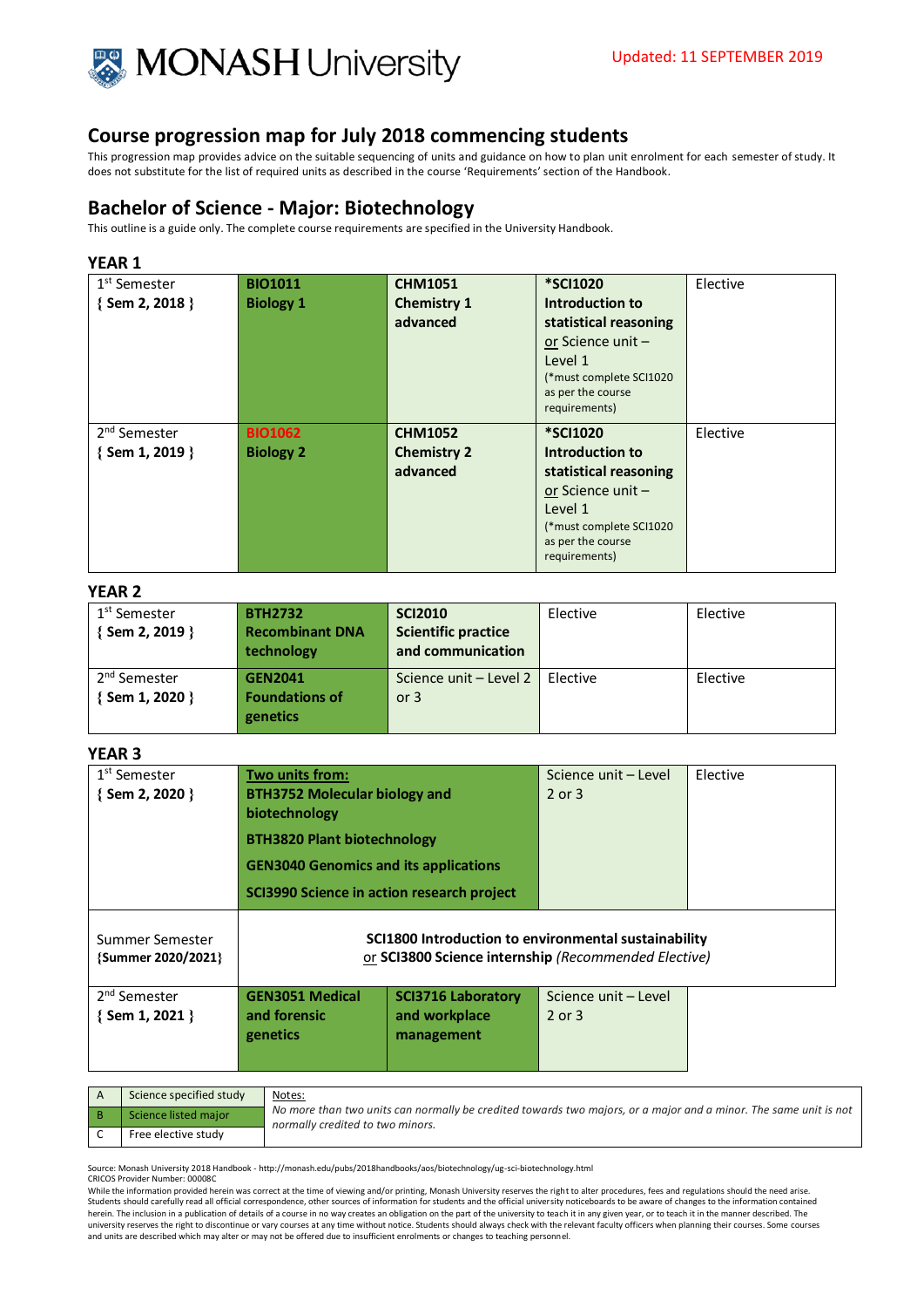MONASH University

Updated: 11 SEPTEMBER 2019

## Course progression map for July 2018 commencing students

This progression map provides advice on the suitable sequencing of units and guidance on how to plan unit enrolment for each semester of study. It does not substitute for the list of required units as described in the course 'Requirements' section of the Handbook.

## Bachelor of Science - Major: Biotechnology

This outline is a guide only. The complete course requirements are specified in the University Handbook.

### YEAR 1

| Semester | | | | |
|---|---|---|---|---|
| 1st Semester { Sem 2, 2018 } | **BIO1011 Biology 1** | **CHM1051 Chemistry 1 advanced** | ***SCI1020 Introduction to statistical reasoning** or Science unit – Level 1 (*must complete SCI1020 as per the course requirements) | Elective |
| 2nd Semester { Sem 1, 2019 } | **BIO1062 Biology 2** | **CHM1052 Chemistry 2 advanced** | ***SCI1020 Introduction to statistical reasoning** or Science unit – Level 1 (*must complete SCI1020 as per the course requirements) | Elective |

### YEAR 2

| Semester | | | | |
|---|---|---|---|---|
| 1st Semester { Sem 2, 2019 } | **BTH2732 Recombinant DNA technology** | **SCI2010 Scientific practice and communication** | Elective | Elective |
| 2nd Semester { Sem 1, 2020 } | **GEN2041 Foundations of genetics** | Science unit – Level 2 or 3 | Elective | Elective |

### YEAR 3

| Semester | | | | |
|---|---|---|---|---|
| 1st Semester { Sem 2, 2020 } | **Two units from:** **BTH3752 Molecular biology and biotechnology** **BTH3820 Plant biotechnology** **GEN3040 Genomics and its applications** **SCI3990 Science in action research project** | | Science unit – Level 2 or 3 | Elective |
| Summer Semester {Summer 2020/2021} | **SCI1800 Introduction to environmental sustainability** or **SCI3800 Science internship** *(Recommended Elective)* | | | |
| 2nd Semester { Sem 1, 2021 } | **GEN3051 Medical and forensic genetics** | **SCI3716 Laboratory and workplace management** | Science unit – Level 2 or 3 | |

| | | |
|---|---|---|
| A | Science specified study | Notes: *No more than two units can normally be credited towards two majors, or a major and a minor. The same unit is not normally credited to two minors.* |
| B | Science listed major | |
| C | Free elective study | |

Source: Monash University 2018 Handbook - http://monash.edu/pubs/2018handbooks/aos/biotechnology/ug-sci-biotechnology.html
CRICOS Provider Number: 00008C
While the information provided herein was correct at the time of viewing and/or printing, Monash University reserves the right to alter procedures, fees and regulations should the need arise. Students should carefully read all official correspondence, other sources of information for students and the official university noticeboards to be aware of changes to the information contained herein. The inclusion in a publication of details of a course in no way creates an obligation on the part of the university to teach it in any given year, or to teach it in the manner described. The university reserves the right to discontinue or vary courses at any time without notice. Students should always check with the relevant faculty officers when planning their courses. Some courses and units are described which may alter or may not be offered due to insufficient enrolments or changes to teaching personnel.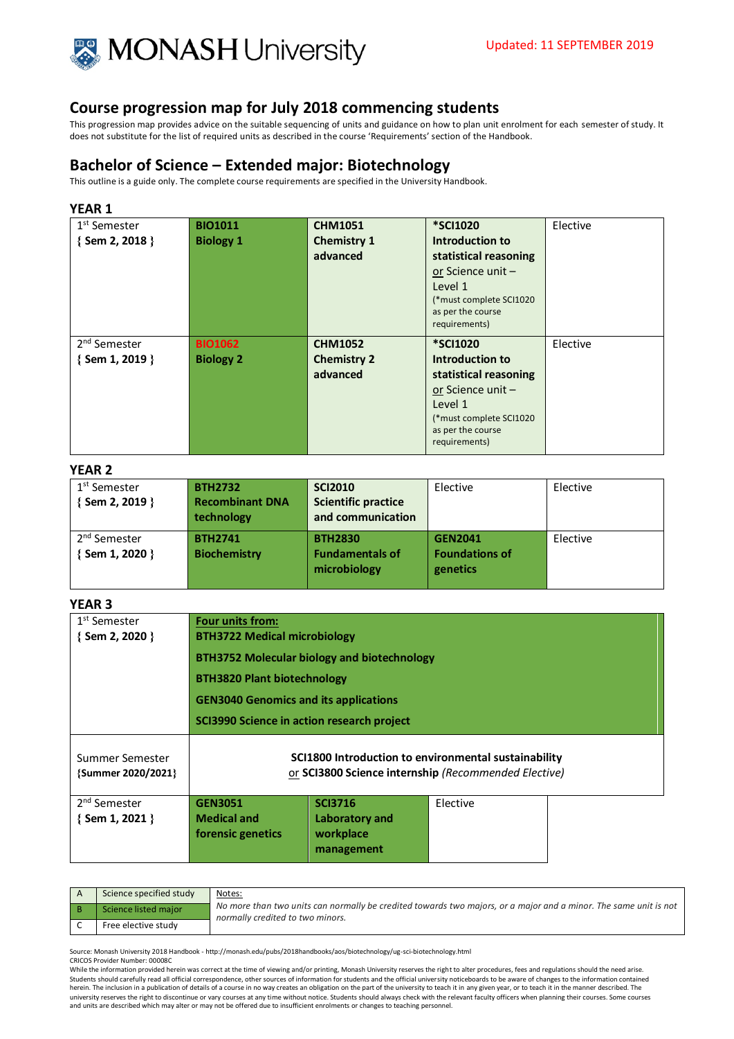Updated: 11 SEPTEMBER 2019

## Course progression map for July 2018 commencing students

This progression map provides advice on the suitable sequencing of units and guidance on how to plan unit enrolment for each semester of study. It does not substitute for the list of required units as described in the course 'Requirements' section of the Handbook.

## Bachelor of Science – Extended major: Biotechnology

This outline is a guide only. The complete course requirements are specified in the University Handbook.

### YEAR 1

| Semester | | | | |
|---|---|---|---|---|
| 1st Semester { Sem 2, 2018 } | **BIO1011 Biology 1** | **CHM1051 Chemistry 1 advanced** | ***SCI1020 Introduction to statistical reasoning** or Science unit – Level 1 (*must complete SCI1020 as per the course requirements) | Elective |
| 2nd Semester { Sem 1, 2019 } | **BIO1062 Biology 2** | **CHM1052 Chemistry 2 advanced** | ***SCI1020 Introduction to statistical reasoning** or Science unit – Level 1 (*must complete SCI1020 as per the course requirements) | Elective |

### YEAR 2

| Semester | | | | |
|---|---|---|---|---|
| 1st Semester { Sem 2, 2019 } | **BTH2732 Recombinant DNA technology** | **SCI2010 Scientific practice and communication** | Elective | Elective |
| 2nd Semester { Sem 1, 2020 } | **BTH2741 Biochemistry** | **BTH2830 Fundamentals of microbiology** | **GEN2041 Foundations of genetics** | Elective |

### YEAR 3

| Semester | | | | |
|---|---|---|---|---|
| 1st Semester { Sem 2, 2020 } | **Four units from:** **BTH3722 Medical microbiology** **BTH3752 Molecular biology and biotechnology** **BTH3820 Plant biotechnology** **GEN3040 Genomics and its applications** **SCI3990 Science in action research project** | | | |
| Summer Semester {Summer 2020/2021} | **SCI1800 Introduction to environmental sustainability** or **SCI3800 Science internship** *(Recommended Elective)* | | | |
| 2nd Semester { Sem 1, 2021 } | **GEN3051 Medical and forensic genetics** | **SCI3716 Laboratory and workplace management** | Elective | |

| | |
|---|---|
| A | Science specified study |
| B | Science listed major |
| C | Free elective study |

Notes:
*No more than two units can normally be credited towards two majors, or a major and a minor. The same unit is not normally credited to two minors.*

Source: Monash University 2018 Handbook - http://monash.edu/pubs/2018handbooks/aos/biotechnology/ug-sci-biotechnology.html
CRICOS Provider Number: 00008C
While the information provided herein was correct at the time of viewing and/or printing, Monash University reserves the right to alter procedures, fees and regulations should the need arise. Students should carefully read all official correspondence, other sources of information for students and the official university noticeboards to be aware of changes to the information contained herein. The inclusion in a publication of details of a course in no way creates an obligation on the part of the university to teach it in any given year, or to teach it in the manner described. The university reserves the right to discontinue or vary courses at any time without notice. Students should always check with the relevant faculty officers when planning their courses. Some courses and units are described which may alter or may not be offered due to insufficient enrolments or changes to teaching personnel.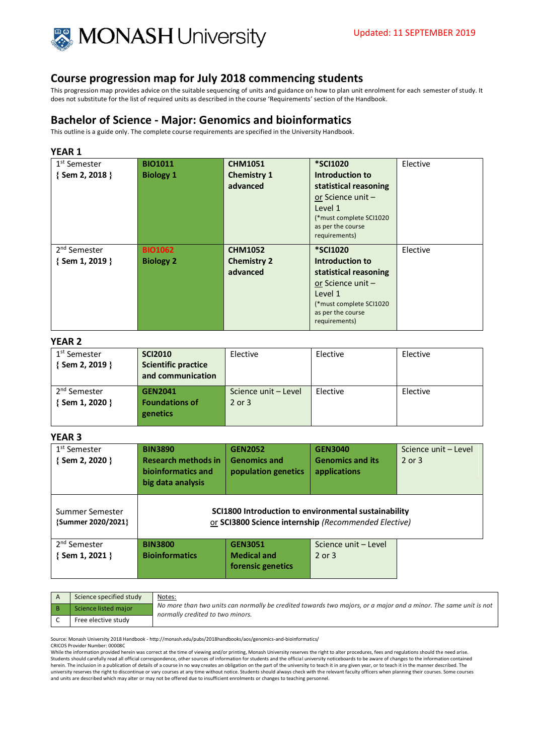**MONASH University**

Updated: 11 SEPTEMBER 2019

## Course progression map for July 2018 commencing students

This progression map provides advice on the suitable sequencing of units and guidance on how to plan unit enrolment for each semester of study. It does not substitute for the list of required units as described in the course 'Requirements' section of the Handbook.

## Bachelor of Science - Major: Genomics and bioinformatics

This outline is a guide only. The complete course requirements are specified in the University Handbook.

### YEAR 1

| | | | | |
|---|---|---|---|---|
| 1st Semester **{ Sem 2, 2018 }** | **BIO1011 Biology 1** | **CHM1051 Chemistry 1 advanced** | ***SCI1020 Introduction to statistical reasoning** or Science unit – Level 1 (*must complete SCI1020 as per the course requirements) | Elective |
| 2nd Semester **{ Sem 1, 2019 }** | **BIO1062 Biology 2** | **CHM1052 Chemistry 2 advanced** | ***SCI1020 Introduction to statistical reasoning** or Science unit – Level 1 (*must complete SCI1020 as per the course requirements) | Elective |

### YEAR 2

| | | | | |
|---|---|---|---|---|
| 1st Semester **{ Sem 2, 2019 }** | **SCI2010 Scientific practice and communication** | Elective | Elective | Elective |
| 2nd Semester **{ Sem 1, 2020 }** | **GEN2041 Foundations of genetics** | Science unit – Level 2 or 3 | Elective | Elective |

### YEAR 3

| | | | | |
|---|---|---|---|---|
| 1st Semester **{ Sem 2, 2020 }** | **BIN3890 Research methods in bioinformatics and big data analysis** | **GEN2052 Genomics and population genetics** | **GEN3040 Genomics and its applications** | Science unit – Level 2 or 3 |
| Summer Semester **{Summer 2020/2021}** | **SCI1800 Introduction to environmental sustainability** or **SCI3800 Science internship** *(Recommended Elective)* | | | |
| 2nd Semester **{ Sem 1, 2021 }** | **BIN3800 Bioinformatics** | **GEN3051 Medical and forensic genetics** | Science unit – Level 2 or 3 | |

| | |
|---|---|
| A | Science specified study |
| B | Science listed major |
| C | Free elective study |

Notes:

*No more than two units can normally be credited towards two majors, or a major and a minor. The same unit is not normally credited to two minors.*

Source: Monash University 2018 Handbook - http://monash.edu/pubs/2018handbooks/aos/genomics-and-bioinformatics/

CRICOS Provider Number: 00008C

While the information provided herein was correct at the time of viewing and/or printing, Monash University reserves the right to alter procedures, fees and regulations should the need arise. Students should carefully read all official correspondence, other sources of information for students and the official university noticeboards to be aware of changes to the information contained herein. The inclusion in a publication of details of a course in no way creates an obligation on the part of the university to teach it in any given year, or to teach it in the manner described. The university reserves the right to discontinue or vary courses at any time without notice. Students should always check with the relevant faculty officers when planning their courses. Some courses and units are described which may alter or may not be offered due to insufficient enrolments or changes to teaching personnel.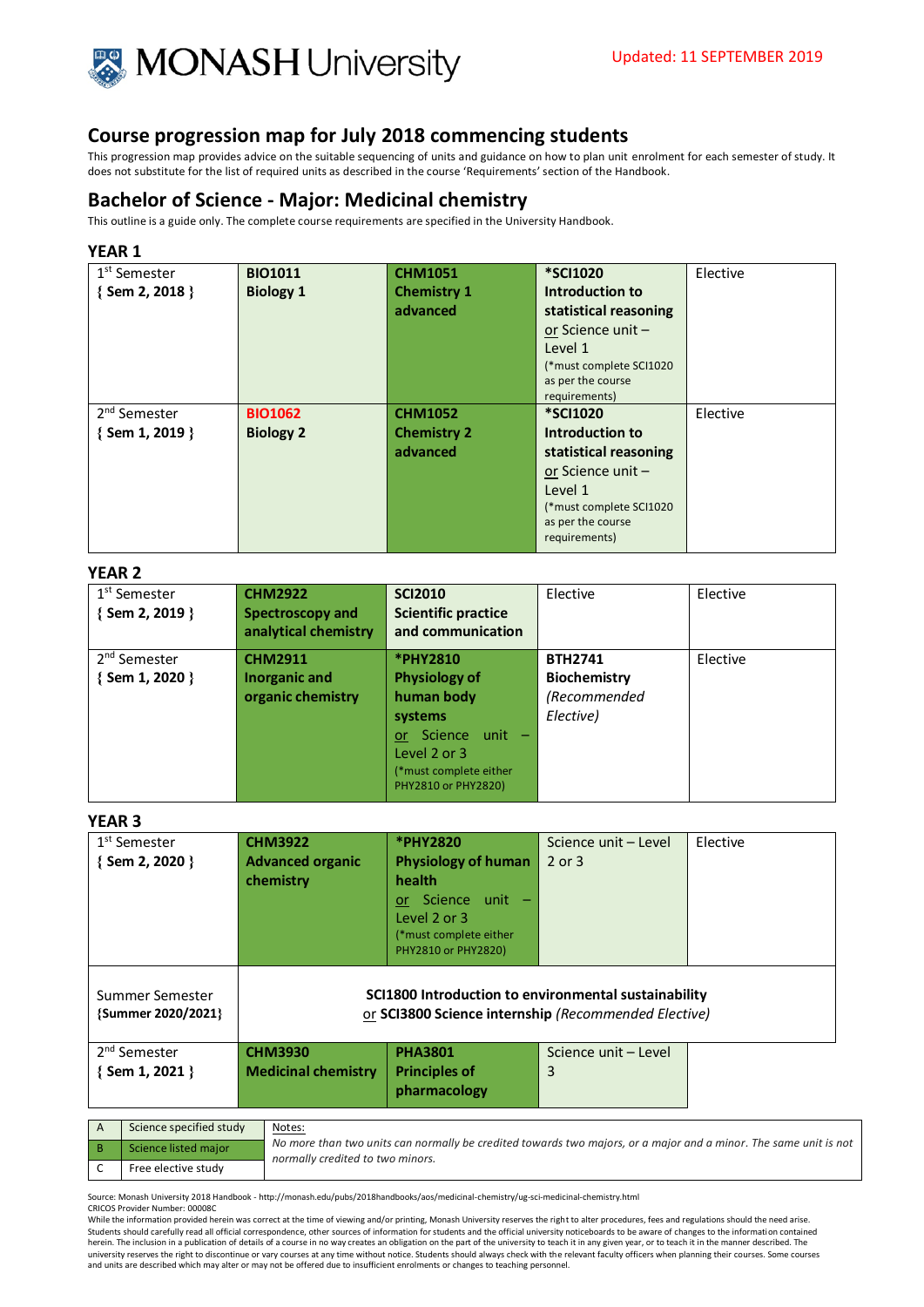MONASH University

Updated: 11 SEPTEMBER 2019

## Course progression map for July 2018 commencing students

This progression map provides advice on the suitable sequencing of units and guidance on how to plan unit enrolment for each semester of study. It does not substitute for the list of required units as described in the course 'Requirements' section of the Handbook.

## Bachelor of Science - Major: Medicinal chemistry

This outline is a guide only. The complete course requirements are specified in the University Handbook.

### YEAR 1

| | | | | |
|---|---|---|---|---|
| 1st Semester **{ Sem 2, 2018 }** | **BIO1011 Biology 1** | **CHM1051 Chemistry 1 advanced** | **\*SCI1020 Introduction to statistical reasoning** or Science unit – Level 1 (\*must complete SCI1020 as per the course requirements) | Elective |
| 2nd Semester **{ Sem 1, 2019 }** | **BIO1062 Biology 2** | **CHM1052 Chemistry 2 advanced** | **\*SCI1020 Introduction to statistical reasoning** or Science unit – Level 1 (\*must complete SCI1020 as per the course requirements) | Elective |

### YEAR 2

| | | | | |
|---|---|---|---|---|
| 1st Semester **{ Sem 2, 2019 }** | **CHM2922 Spectroscopy and analytical chemistry** | **SCI2010 Scientific practice and communication** | Elective | Elective |
| 2nd Semester **{ Sem 1, 2020 }** | **CHM2911 Inorganic and organic chemistry** | **\*PHY2810 Physiology of human body systems** or Science unit – Level 2 or 3 (\*must complete either PHY2810 or PHY2820) | **BTH2741 Biochemistry** *(Recommended Elective)* | Elective |

### YEAR 3

| | | | | |
|---|---|---|---|---|
| 1st Semester **{ Sem 2, 2020 }** | **CHM3922 Advanced organic chemistry** | **\*PHY2820 Physiology of human health** or Science unit – Level 2 or 3 (\*must complete either PHY2810 or PHY2820) | Science unit – Level 2 or 3 | Elective |
| Summer Semester **{Summer 2020/2021}** | **SCI1800 Introduction to environmental sustainability** or **SCI3800 Science internship** *(Recommended Elective)* | | | |
| 2nd Semester **{ Sem 1, 2021 }** | **CHM3930 Medicinal chemistry** | **PHA3801 Principles of pharmacology** | Science unit – Level 3 | |

| | | |
|---|---|---|
| A | Science specified study | Notes: *No more than two units can normally be credited towards two majors, or a major and a minor. The same unit is not normally credited to two minors.* |
| B | Science listed major | |
| C | Free elective study | |

Source: Monash University 2018 Handbook - http://monash.edu/pubs/2018handbooks/aos/medicinal-chemistry/ug-sci-medicinal-chemistry.html
CRICOS Provider Number: 00008C
While the information provided herein was correct at the time of viewing and/or printing, Monash University reserves the right to alter procedures, fees and regulations should the need arise. Students should carefully read all official correspondence, other sources of information for students and the official university noticeboards to be aware of changes to the information contained herein. The inclusion in a publication of details of a course in no way creates an obligation on the part of the university to teach it in any given year, or to teach it in the manner described. The university reserves the right to discontinue or vary courses at any time without notice. Students should always check with the relevant faculty officers when planning their courses. Some courses and units are described which may alter or may not be offered due to insufficient enrolments or changes to teaching personnel.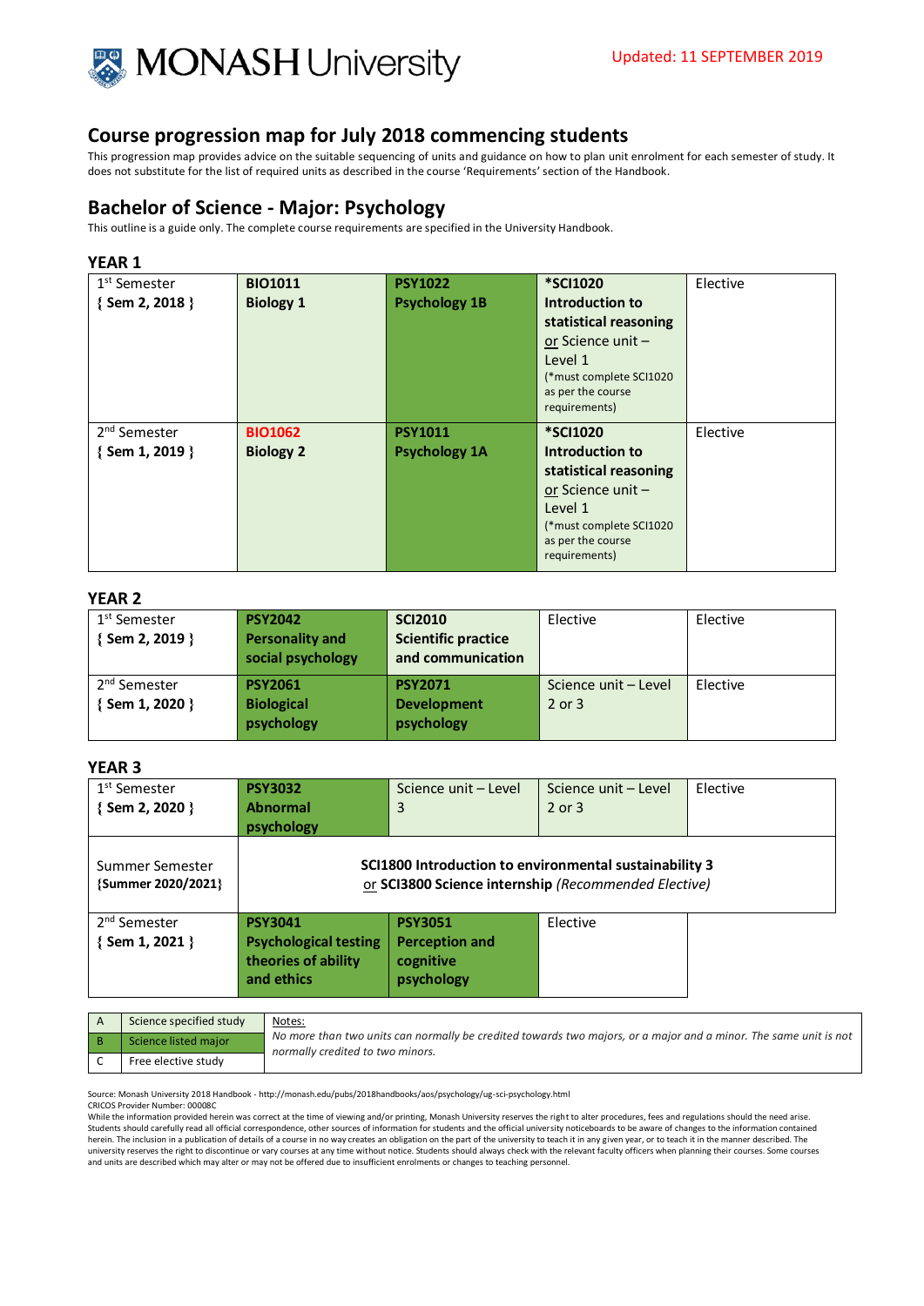Updated: 11 SEPTEMBER 2019

## Course progression map for July 2018 commencing students

This progression map provides advice on the suitable sequencing of units and guidance on how to plan unit enrolment for each semester of study. It does not substitute for the list of required units as described in the course 'Requirements' section of the Handbook.

## Bachelor of Science - Major: Psychology

This outline is a guide only. The complete course requirements are specified in the University Handbook.

### YEAR 1

| | | | | |
|---|---|---|---|---|
| 1st Semester **{ Sem 2, 2018 }** | **BIO1011 Biology 1** | **PSY1022 Psychology 1B** | ***SCI1020 Introduction to statistical reasoning** or Science unit – Level 1 (*must complete SCI1020 as per the course requirements) | Elective |
| 2nd Semester **{ Sem 1, 2019 }** | **BIO1062 Biology 2** | **PSY1011 Psychology 1A** | ***SCI1020 Introduction to statistical reasoning** or Science unit – Level 1 (*must complete SCI1020 as per the course requirements) | Elective |

### YEAR 2

| | | | | |
|---|---|---|---|---|
| 1st Semester **{ Sem 2, 2019 }** | **PSY2042 Personality and social psychology** | **SCI2010 Scientific practice and communication** | Elective | Elective |
| 2nd Semester **{ Sem 1, 2020 }** | **PSY2061 Biological psychology** | **PSY2071 Development psychology** | Science unit – Level 2 or 3 | Elective |

### YEAR 3

| | | | | |
|---|---|---|---|---|
| 1st Semester **{ Sem 2, 2020 }** | **PSY3032 Abnormal psychology** | Science unit – Level 3 | Science unit – Level 2 or 3 | Elective |
| Summer Semester **{Summer 2020/2021}** | **SCI1800 Introduction to environmental sustainability 3** or **SCI3800 Science internship** *(Recommended Elective)* | | | |
| 2nd Semester **{ Sem 1, 2021 }** | **PSY3041 Psychological testing theories of ability and ethics** | **PSY3051 Perception and cognitive psychology** | Elective | |

| | |
|---|---|
| A | Science specified study |
| B | Science listed major |
| C | Free elective study |

Notes:
*No more than two units can normally be credited towards two majors, or a major and a minor. The same unit is not normally credited to two minors.*

Source: Monash University 2018 Handbook - http://monash.edu/pubs/2018handbooks/aos/psychology/ug-sci-psychology.html
CRICOS Provider Number: 00008C
While the information provided herein was correct at the time of viewing and/or printing, Monash University reserves the right to alter procedures, fees and regulations should the need arise. Students should carefully read all official correspondence, other sources of information for students and the official university noticeboards to be aware of changes to the information contained herein. The inclusion in a publication of details of a course in no way creates an obligation on the part of the university to teach it in any given year, or to teach it in the manner described. The university reserves the right to discontinue or vary courses at any time without notice. Students should always check with the relevant faculty officers when planning their courses. Some courses and units are described which may alter or may not be offered due to insufficient enrolments or changes to teaching personnel.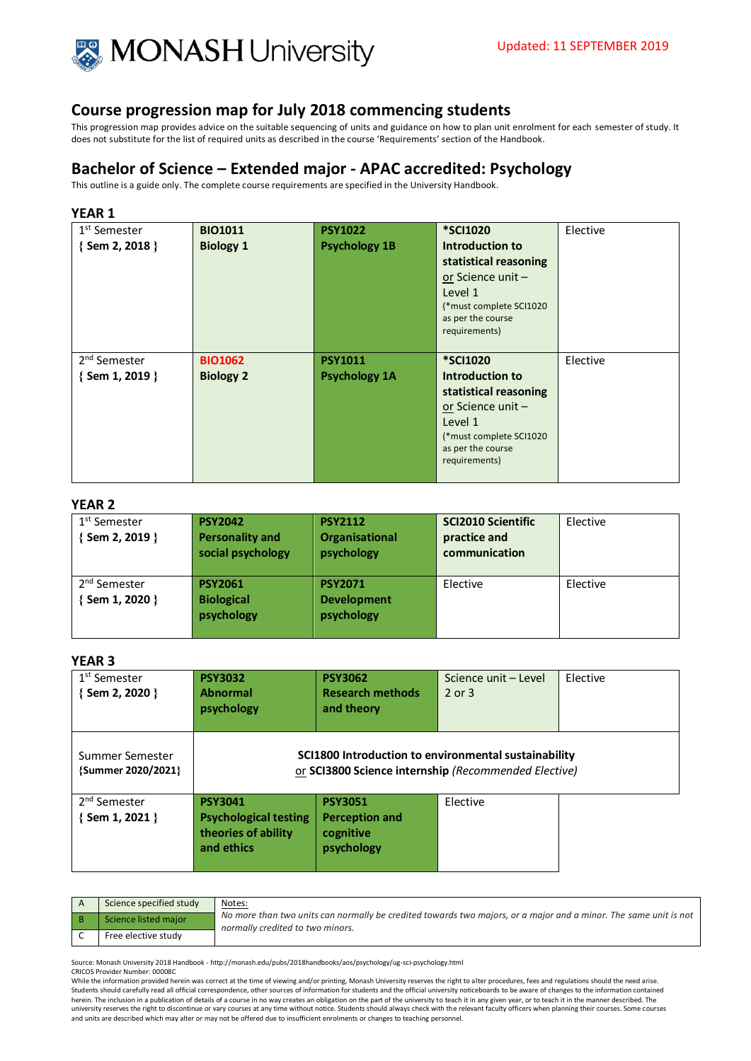**MONASH University**

Updated: 11 SEPTEMBER 2019

## Course progression map for July 2018 commencing students

This progression map provides advice on the suitable sequencing of units and guidance on how to plan unit enrolment for each semester of study. It does not substitute for the list of required units as described in the course 'Requirements' section of the Handbook.

## Bachelor of Science – Extended major - APAC accredited: Psychology

This outline is a guide only. The complete course requirements are specified in the University Handbook.

### YEAR 1

| Semester | | | | |
|---|---|---|---|---|
| 1st Semester<br>{ Sem 2, 2018 } | **BIO1011**<br>**Biology 1** | **PSY1022**<br>**Psychology 1B** | ***SCI1020**<br>**Introduction to statistical reasoning**<br>or Science unit – Level 1<br>(*must complete SCI1020 as per the course requirements) | Elective |
| 2nd Semester<br>{ Sem 1, 2019 } | **BIO1062**<br>**Biology 2** | **PSY1011**<br>**Psychology 1A** | ***SCI1020**<br>**Introduction to statistical reasoning**<br>or Science unit – Level 1<br>(*must complete SCI1020 as per the course requirements) | Elective |

### YEAR 2

| Semester | | | | |
|---|---|---|---|---|
| 1st Semester<br>{ Sem 2, 2019 } | **PSY2042**<br>**Personality and social psychology** | **PSY2112**<br>**Organisational psychology** | **SCI2010 Scientific practice and communication** | Elective |
| 2nd Semester<br>{ Sem 1, 2020 } | **PSY2061**<br>**Biological psychology** | **PSY2071**<br>**Development psychology** | Elective | Elective |

### YEAR 3

| Semester | | | | |
|---|---|---|---|---|
| 1st Semester<br>{ Sem 2, 2020 } | **PSY3032**<br>**Abnormal psychology** | **PSY3062**<br>**Research methods and theory** | Science unit – Level 2 or 3 | Elective |
| Summer Semester<br>{Summer 2020/2021} | **SCI1800 Introduction to environmental sustainability** or **SCI3800 Science internship** *(Recommended Elective)* | | | |
| 2nd Semester<br>{ Sem 1, 2021 } | **PSY3041**<br>**Psychological testing theories of ability and ethics** | **PSY3051**<br>**Perception and cognitive psychology** | Elective | |

| | | Notes: |
|---|---|---|
| A | Science specified study | *No more than two units can normally be credited towards two majors, or a major and a minor. The same unit is not normally credited to two minors.* |
| B | Science listed major | |
| C | Free elective study | |

Source: Monash University 2018 Handbook - http://monash.edu/pubs/2018handbooks/aos/psychology/ug-sci-psychology.html
CRICOS Provider Number: 00008C
While the information provided herein was correct at the time of viewing and/or printing, Monash University reserves the right to alter procedures, fees and regulations should the need arise. Students should carefully read all official correspondence, other sources of information for students and the official university noticeboards to be aware of changes to the information contained herein. The inclusion in a publication of details of a course in no way creates an obligation on the part of the university to teach it in any given year, or to teach it in the manner described. The university reserves the right to discontinue or vary courses at any time without notice. Students should always check with the relevant faculty officers when planning their courses. Some courses and units are described which may alter or may not be offered due to insufficient enrolments or changes to teaching personnel.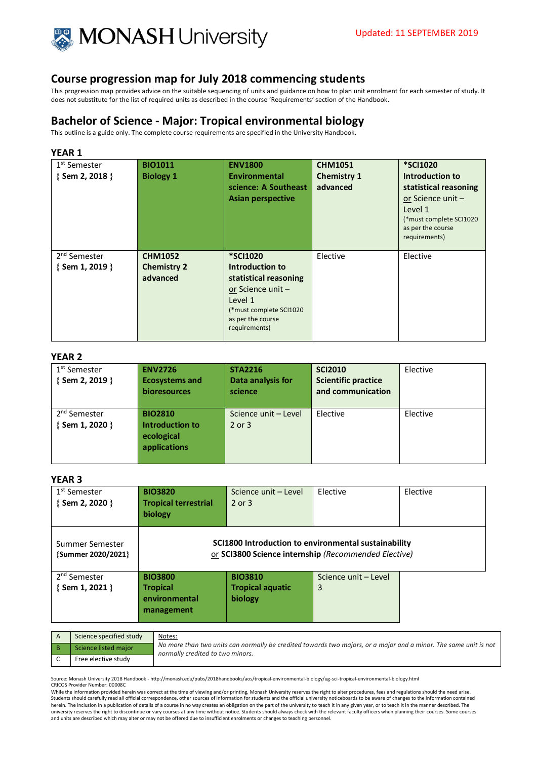Updated: 11 SEPTEMBER 2019

## Course progression map for July 2018 commencing students

This progression map provides advice on the suitable sequencing of units and guidance on how to plan unit enrolment for each semester of study. It does not substitute for the list of required units as described in the course 'Requirements' section of the Handbook.

## Bachelor of Science - Major: Tropical environmental biology

This outline is a guide only. The complete course requirements are specified in the University Handbook.

### YEAR 1

| | | | | |
|---|---|---|---|---|
| 1st Semester **{ Sem 2, 2018 }** | **BIO1011 Biology 1** | **ENV1800 Environmental science: A Southeast Asian perspective** | **CHM1051 Chemistry 1 advanced** | **\*SCI1020 Introduction to statistical reasoning** or Science unit – Level 1 (\*must complete SCI1020 as per the course requirements) |
| 2nd Semester **{ Sem 1, 2019 }** | **CHM1052 Chemistry 2 advanced** | **\*SCI1020 Introduction to statistical reasoning** or Science unit – Level 1 (\*must complete SCI1020 as per the course requirements) | Elective | Elective |

### YEAR 2

| | | | | |
|---|---|---|---|---|
| 1st Semester **{ Sem 2, 2019 }** | **ENV2726 Ecosystems and bioresources** | **STA2216 Data analysis for science** | **SCI2010 Scientific practice and communication** | Elective |
| 2nd Semester **{ Sem 1, 2020 }** | **BIO2810 Introduction to ecological applications** | Science unit – Level 2 or 3 | Elective | Elective |

### YEAR 3

| | | | | |
|---|---|---|---|---|
| 1st Semester **{ Sem 2, 2020 }** | **BIO3820 Tropical terrestrial biology** | Science unit – Level 2 or 3 | Elective | Elective |
| Summer Semester **{Summer 2020/2021}** | **SCI1800 Introduction to environmental sustainability** or **SCI3800 Science internship** *(Recommended Elective)* | | | |
| 2nd Semester **{ Sem 1, 2021 }** | **BIO3800 Tropical environmental management** | **BIO3810 Tropical aquatic biology** | Science unit – Level 3 | |

| | |
|---|---|
| A | Science specified study |
| B | Science listed major |
| C | Free elective study |

Notes:
*No more than two units can normally be credited towards two majors, or a major and a minor. The same unit is not normally credited to two minors.*

Source: Monash University 2018 Handbook - http://monash.edu/pubs/2018handbooks/aos/tropical-environmental-biology/ug-sci-tropical-environmental-biology.html
CRICOS Provider Number: 00008C
While the information provided herein was correct at the time of viewing and/or printing, Monash University reserves the right to alter procedures, fees and regulations should the need arise. Students should carefully read all official correspondence, other sources of information for students and the official university noticeboards to be aware of changes to the information contained herein. The inclusion in a publication of details of a course in no way creates an obligation on the part of the university to teach it in any given year, or to teach it in the manner described. The university reserves the right to discontinue or vary courses at any time without notice. Students should always check with the relevant faculty officers when planning their courses. Some courses and units are described which may alter or may not be offered due to insufficient enrolments or changes to teaching personnel.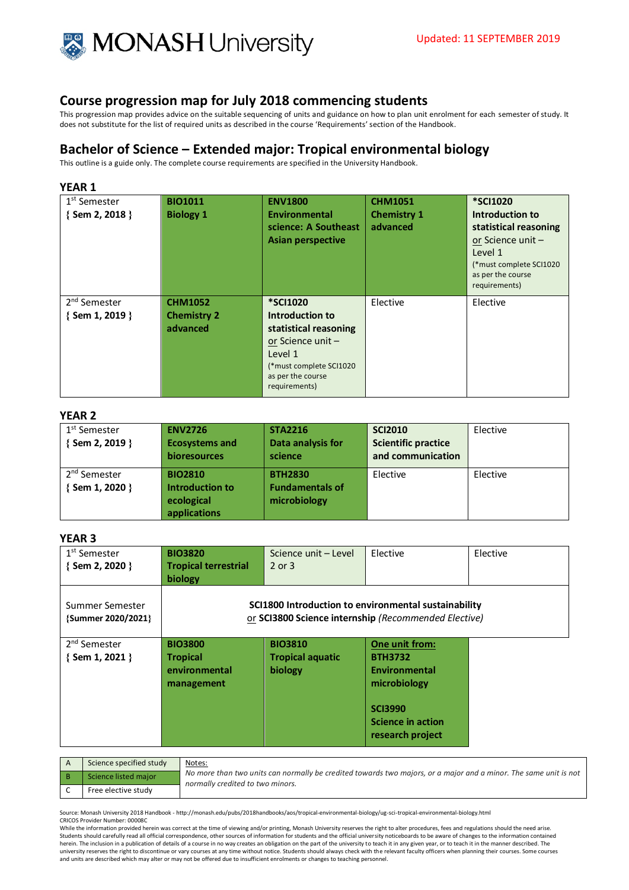Updated: 11 SEPTEMBER 2019

## Course progression map for July 2018 commencing students

This progression map provides advice on the suitable sequencing of units and guidance on how to plan unit enrolment for each semester of study. It does not substitute for the list of required units as described in the course 'Requirements' section of the Handbook.

## Bachelor of Science – Extended major: Tropical environmental biology

This outline is a guide only. The complete course requirements are specified in the University Handbook.

### YEAR 1

| | | | | |
|---|---|---|---|---|
| 1st Semester { Sem 2, 2018 } | **BIO1011 Biology 1** | **ENV1800 Environmental science: A Southeast Asian perspective** | **CHM1051 Chemistry 1 advanced** | ***SCI1020 Introduction to statistical reasoning** or Science unit – Level 1 (*must complete SCI1020 as per the course requirements) |
| 2nd Semester { Sem 1, 2019 } | **CHM1052 Chemistry 2 advanced** | ***SCI1020 Introduction to statistical reasoning** or Science unit – Level 1 (*must complete SCI1020 as per the course requirements) | Elective | Elective |

### YEAR 2

| | | | | |
|---|---|---|---|---|
| 1st Semester { Sem 2, 2019 } | **ENV2726 Ecosystems and bioresources** | **STA2216 Data analysis for science** | **SCI2010 Scientific practice and communication** | Elective |
| 2nd Semester { Sem 1, 2020 } | **BIO2810 Introduction to ecological applications** | **BTH2830 Fundamentals of microbiology** | Elective | Elective |

### YEAR 3

| | | | | |
|---|---|---|---|---|
| 1st Semester { Sem 2, 2020 } | **BIO3820 Tropical terrestrial biology** | Science unit – Level 2 or 3 | Elective | Elective |
| Summer Semester {Summer 2020/2021} | **SCI1800 Introduction to environmental sustainability** or **SCI3800 Science internship** *(Recommended Elective)* | | | |
| 2nd Semester { Sem 1, 2021 } | **BIO3800 Tropical environmental management** | **BIO3810 Tropical aquatic biology** | **One unit from: BTH3732 Environmental microbiology; SCI3990 Science in action research project** | |

| | |
|---|---|
| A | Science specified study |
| B | Science listed major |
| C | Free elective study |

Notes:
*No more than two units can normally be credited towards two majors, or a major and a minor. The same unit is not normally credited to two minors.*

Source: Monash University 2018 Handbook - http://monash.edu/pubs/2018handbooks/aos/tropical-environmental-biology/ug-sci-tropical-environmental-biology.html
CRICOS Provider Number: 00008C
While the information provided herein was correct at the time of viewing and/or printing, Monash University reserves the right to alter procedures, fees and regulations should the need arise. Students should carefully read all official correspondence, other sources of information for students and the official university noticeboards to be aware of changes to the information contained herein. The inclusion in a publication of details of a course in no way creates an obligation on the part of the university to teach it in any given year, or to teach it in the manner described. The university reserves the right to discontinue or vary courses at any time without notice. Students should always check with the relevant faculty officers when planning their courses. Some courses and units are described which may alter or may not be offered due to insufficient enrolments or changes to teaching personnel.